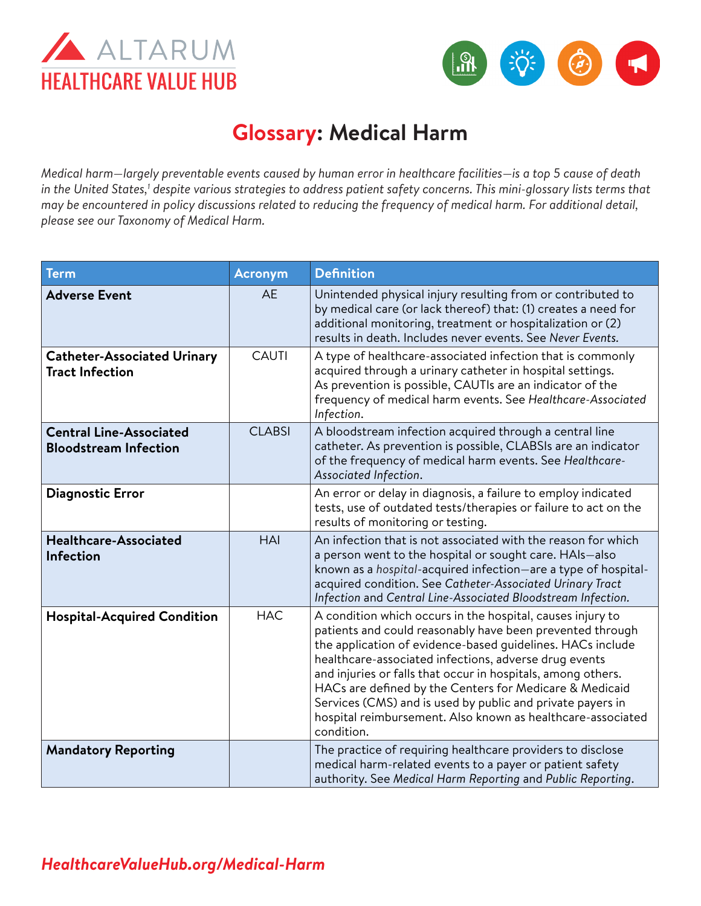ALTARUM
HEALTHCARE VALUE HUB

# Glossary: Medical Harm

*Medical harm—largely preventable events caused by human error in healthcare facilities—is a top 5 cause of death in the United States,[1] despite various strategies to address patient safety concerns. This mini-glossary lists terms that may be encountered in policy discussions related to reducing the frequency of medical harm. For additional detail, please see our Taxonomy of Medical Harm.*

| Term | Acronym | Definition |
|---|---|---|
| **Adverse Event** | AE | Unintended physical injury resulting from or contributed to by medical care (or lack thereof) that: (1) creates a need for additional monitoring, treatment or hospitalization or (2) results in death. Includes never events. See *Never Events*. |
| **Catheter-Associated Urinary Tract Infection** | CAUTI | A type of healthcare-associated infection that is commonly acquired through a urinary catheter in hospital settings. As prevention is possible, CAUTIs are an indicator of the frequency of medical harm events. See *Healthcare-Associated Infection*. |
| **Central Line-Associated Bloodstream Infection** | CLABSI | A bloodstream infection acquired through a central line catheter. As prevention is possible, CLABSIs are an indicator of the frequency of medical harm events. See *Healthcare-Associated Infection*. |
| **Diagnostic Error** | | An error or delay in diagnosis, a failure to employ indicated tests, use of outdated tests/therapies or failure to act on the results of monitoring or testing. |
| **Healthcare-Associated Infection** | HAI | An infection that is not associated with the reason for which a person went to the hospital or sought care. HAIs—also known as a *hospital*-acquired infection—are a type of hospital-acquired condition. See *Catheter-Associated Urinary Tract Infection* and *Central Line-Associated Bloodstream Infection.* |
| **Hospital-Acquired Condition** | HAC | A condition which occurs in the hospital, causes injury to patients and could reasonably have been prevented through the application of evidence-based guidelines. HACs include healthcare-associated infections, adverse drug events and injuries or falls that occur in hospitals, among others. HACs are defined by the Centers for Medicare & Medicaid Services (CMS) and is used by public and private payers in hospital reimbursement. Also known as healthcare-associated condition. |
| **Mandatory Reporting** | | The practice of requiring healthcare providers to disclose medical harm-related events to a payer or patient safety authority. See *Medical Harm Reporting* and *Public Reporting*. |

***HealthcareValueHub.org/Medical-Harm***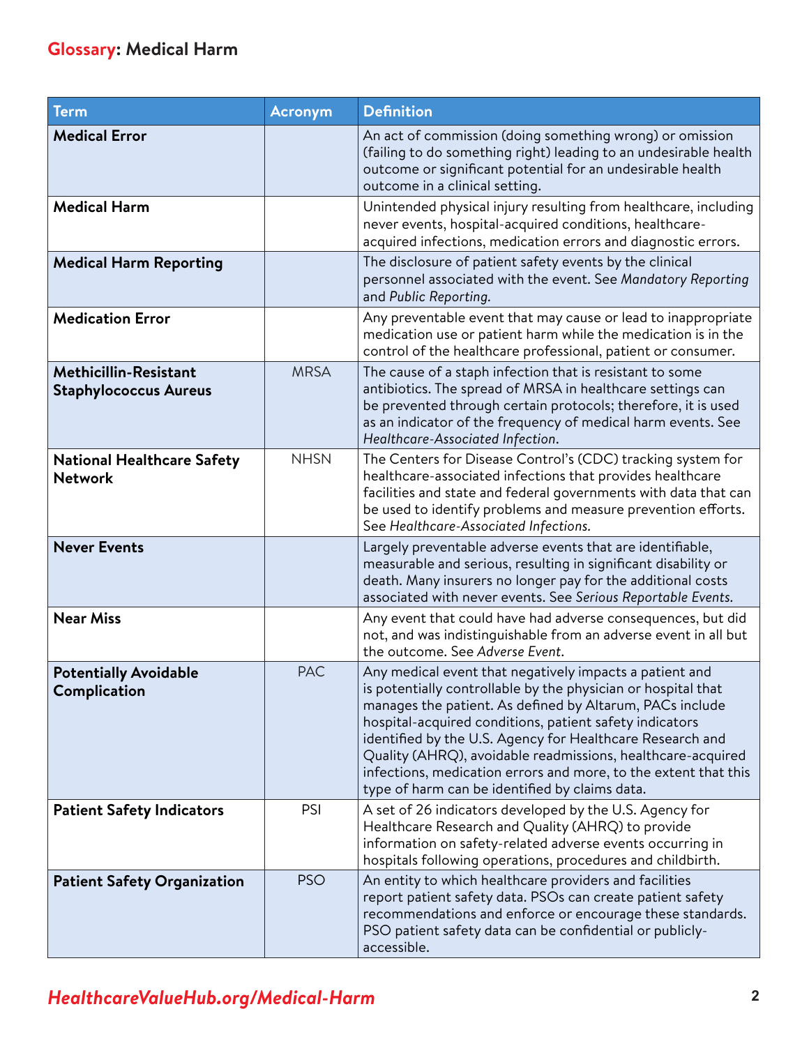## Glossary: Medical Harm

| Term | Acronym | Definition |
|---|---|---|
| **Medical Error** | | An act of commission (doing something wrong) or omission (failing to do something right) leading to an undesirable health outcome or significant potential for an undesirable health outcome in a clinical setting. |
| **Medical Harm** | | Unintended physical injury resulting from healthcare, including never events, hospital-acquired conditions, healthcare-acquired infections, medication errors and diagnostic errors. |
| **Medical Harm Reporting** | | The disclosure of patient safety events by the clinical personnel associated with the event. See *Mandatory Reporting* and *Public Reporting.* |
| **Medication Error** | | Any preventable event that may cause or lead to inappropriate medication use or patient harm while the medication is in the control of the healthcare professional, patient or consumer. |
| **Methicillin-Resistant Staphylococcus Aureus** | MRSA | The cause of a staph infection that is resistant to some antibiotics. The spread of MRSA in healthcare settings can be prevented through certain protocols; therefore, it is used as an indicator of the frequency of medical harm events. See *Healthcare-Associated Infection*. |
| **National Healthcare Safety Network** | NHSN | The Centers for Disease Control's (CDC) tracking system for healthcare-associated infections that provides healthcare facilities and state and federal governments with data that can be used to identify problems and measure prevention efforts. See *Healthcare-Associated Infections.* |
| **Never Events** | | Largely preventable adverse events that are identifiable, measurable and serious, resulting in significant disability or death. Many insurers no longer pay for the additional costs associated with never events. See *Serious Reportable Events.* |
| **Near Miss** | | Any event that could have had adverse consequences, but did not, and was indistinguishable from an adverse event in all but the outcome. See *Adverse Event*. |
| **Potentially Avoidable Complication** | PAC | Any medical event that negatively impacts a patient and is potentially controllable by the physician or hospital that manages the patient. As defined by Altarum, PACs include hospital-acquired conditions, patient safety indicators identified by the U.S. Agency for Healthcare Research and Quality (AHRQ), avoidable readmissions, healthcare-acquired infections, medication errors and more, to the extent that this type of harm can be identified by claims data. |
| **Patient Safety Indicators** | PSI | A set of 26 indicators developed by the U.S. Agency for Healthcare Research and Quality (AHRQ) to provide information on safety-related adverse events occurring in hospitals following operations, procedures and childbirth. |
| **Patient Safety Organization** | PSO | An entity to which healthcare providers and facilities report patient safety data. PSOs can create patient safety recommendations and enforce or encourage these standards. PSO patient safety data can be confidential or publicly-accessible. |

*HealthcareValueHub.org/Medical-Harm*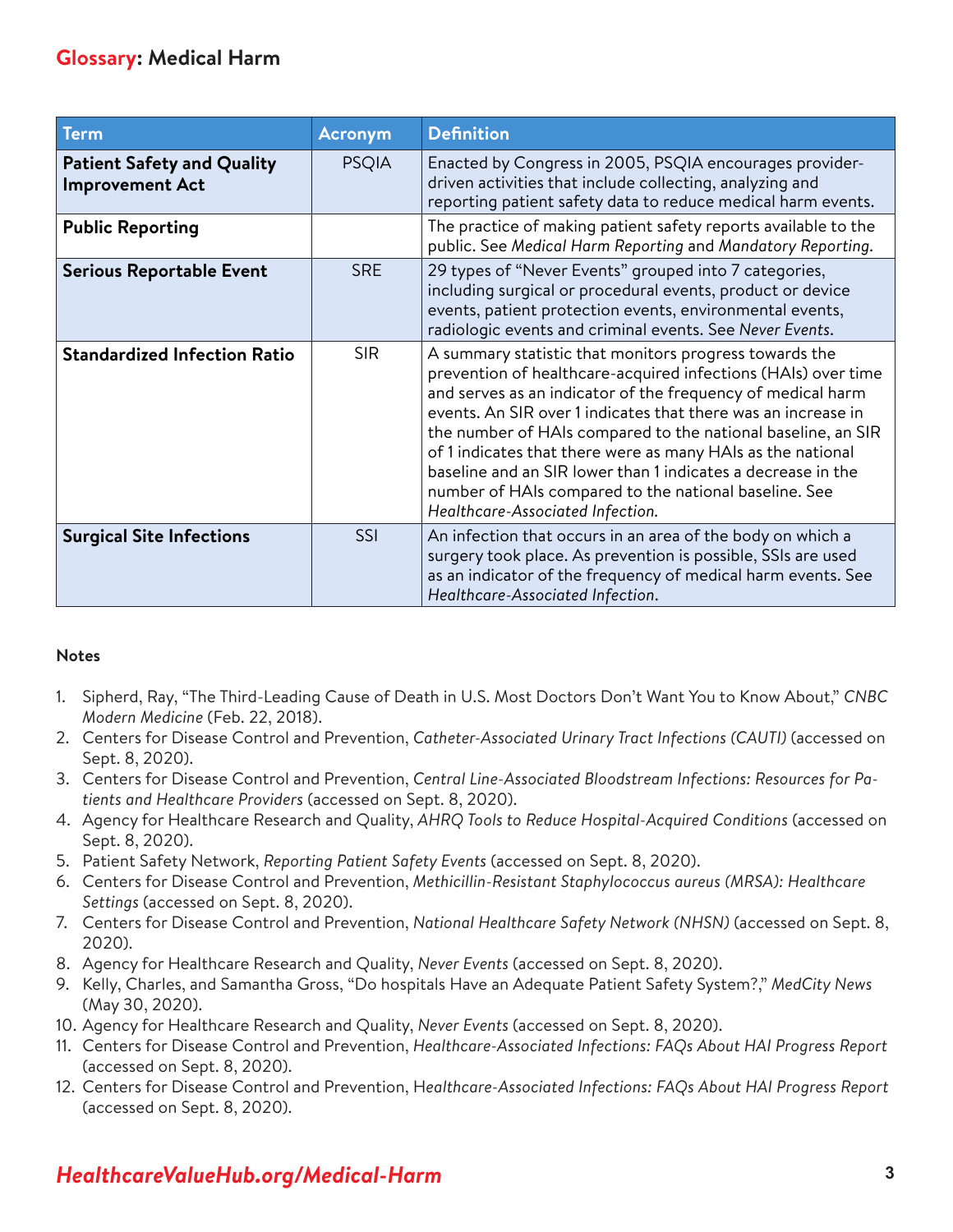## Glossary: Medical Harm

| Term | Acronym | Definition |
| --- | --- | --- |
| **Patient Safety and Quality Improvement Act** | PSQIA | Enacted by Congress in 2005, PSQIA encourages provider-driven activities that include collecting, analyzing and reporting patient safety data to reduce medical harm events. |
| **Public Reporting** | | The practice of making patient safety reports available to the public. See *Medical Harm Reporting* and *Mandatory Reporting.* |
| **Serious Reportable Event** | SRE | 29 types of "Never Events" grouped into 7 categories, including surgical or procedural events, product or device events, patient protection events, environmental events, radiologic events and criminal events. See *Never Events.* |
| **Standardized Infection Ratio** | SIR | A summary statistic that monitors progress towards the prevention of healthcare-acquired infections (HAIs) over time and serves as an indicator of the frequency of medical harm events. An SIR over 1 indicates that there was an increase in the number of HAIs compared to the national baseline, an SIR of 1 indicates that there were as many HAIs as the national baseline and an SIR lower than 1 indicates a decrease in the number of HAIs compared to the national baseline. See *Healthcare-Associated Infection.* |
| **Surgical Site Infections** | SSI | An infection that occurs in an area of the body on which a surgery took place. As prevention is possible, SSIs are used as an indicator of the frequency of medical harm events. See *Healthcare-Associated Infection*. |

**Notes**

1. Sipherd, Ray, "The Third-Leading Cause of Death in U.S. Most Doctors Don't Want You to Know About," *CNBC Modern Medicine* (Feb. 22, 2018).
2. Centers for Disease Control and Prevention, *Catheter-Associated Urinary Tract Infections (CAUTI)* (accessed on Sept. 8, 2020).
3. Centers for Disease Control and Prevention, *Central Line-Associated Bloodstream Infections: Resources for Patients and Healthcare Providers* (accessed on Sept. 8, 2020).
4. Agency for Healthcare Research and Quality, *AHRQ Tools to Reduce Hospital-Acquired Conditions* (accessed on Sept. 8, 2020).
5. Patient Safety Network, *Reporting Patient Safety Events* (accessed on Sept. 8, 2020).
6. Centers for Disease Control and Prevention, *Methicillin-Resistant Staphylococcus aureus (MRSA): Healthcare Settings* (accessed on Sept. 8, 2020).
7. Centers for Disease Control and Prevention, *National Healthcare Safety Network (NHSN)* (accessed on Sept. 8, 2020).
8. Agency for Healthcare Research and Quality, *Never Events* (accessed on Sept. 8, 2020).
9. Kelly, Charles, and Samantha Gross, "Do hospitals Have an Adequate Patient Safety System?," *MedCity News* (May 30, 2020).
10. Agency for Healthcare Research and Quality, *Never Events* (accessed on Sept. 8, 2020).
11. Centers for Disease Control and Prevention, *Healthcare-Associated Infections: FAQs About HAI Progress Report* (accessed on Sept. 8, 2020).
12. Centers for Disease Control and Prevention, *Healthcare-Associated Infections: FAQs About HAI Progress Report* (accessed on Sept. 8, 2020).

***HealthcareValueHub.org/Medical-Harm***